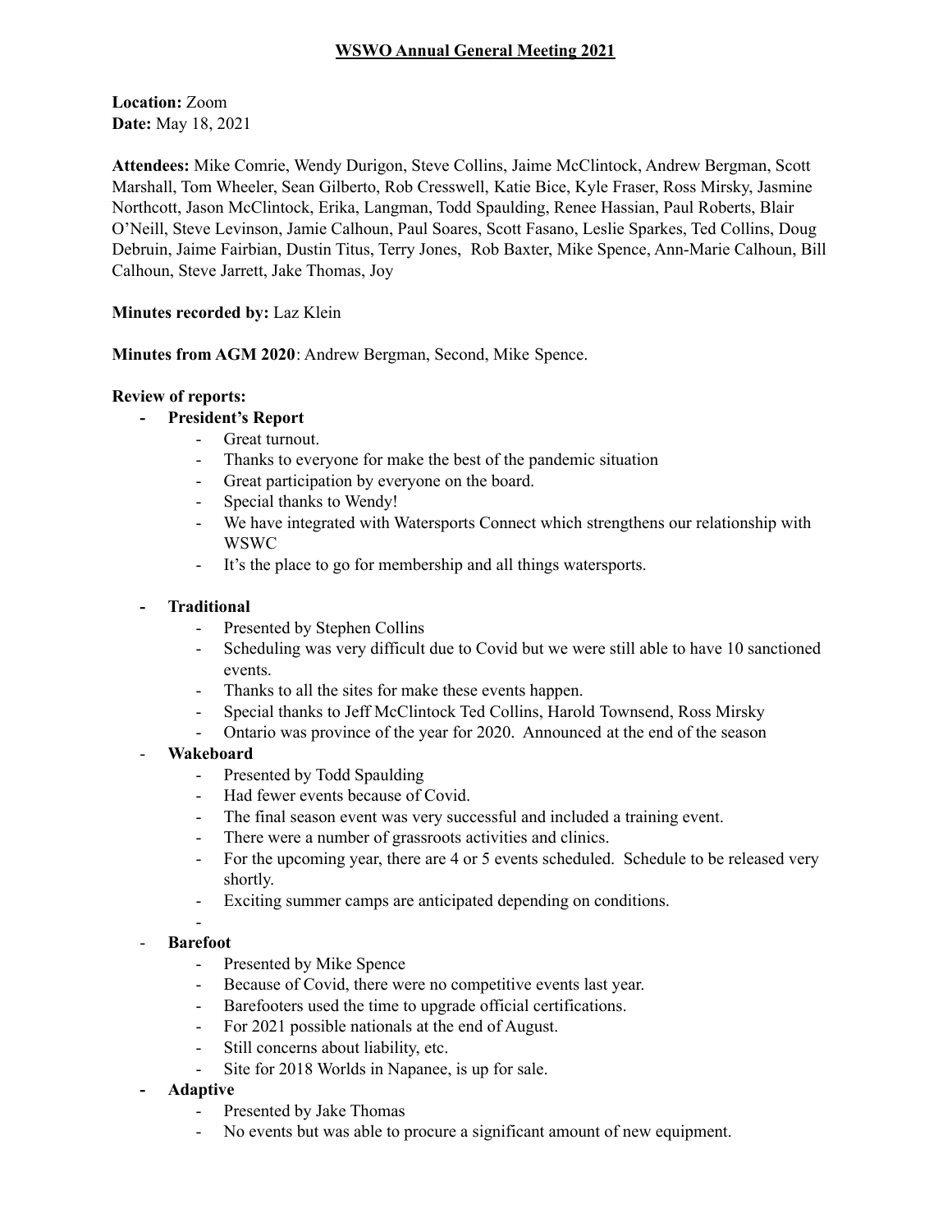# WSWO Annual General Meeting 2021

**Location:** Zoom
**Date:** May 18, 2021

**Attendees:** Mike Comrie, Wendy Durigon, Steve Collins, Jaime McClintock, Andrew Bergman, Scott Marshall, Tom Wheeler, Sean Gilberto, Rob Cresswell, Katie Bice, Kyle Fraser, Ross Mirsky, Jasmine Northcott, Jason McClintock, Erika, Langman, Todd Spaulding, Renee Hassian, Paul Roberts, Blair O'Neill, Steve Levinson, Jamie Calhoun, Paul Soares, Scott Fasano, Leslie Sparkes, Ted Collins, Doug Debruin, Jaime Fairbian, Dustin Titus, Terry Jones, Rob Baxter, Mike Spence, Ann-Marie Calhoun, Bill Calhoun, Steve Jarrett, Jake Thomas, Joy

**Minutes recorded by:** Laz Klein

**Minutes from AGM 2020**: Andrew Bergman, Second, Mike Spence.

**Review of reports:**

- **President's Report**
  - Great turnout.
  - Thanks to everyone for make the best of the pandemic situation
  - Great participation by everyone on the board.
  - Special thanks to Wendy!
  - We have integrated with Watersports Connect which strengthens our relationship with WSWC
  - It's the place to go for membership and all things watersports.
- **Traditional**
  - Presented by Stephen Collins
  - Scheduling was very difficult due to Covid but we were still able to have 10 sanctioned events.
  - Thanks to all the sites for make these events happen.
  - Special thanks to Jeff McClintock Ted Collins, Harold Townsend, Ross Mirsky
  - Ontario was province of the year for 2020. Announced at the end of the season
- **Wakeboard**
  - Presented by Todd Spaulding
  - Had fewer events because of Covid.
  - The final season event was very successful and included a training event.
  - There were a number of grassroots activities and clinics.
  - For the upcoming year, there are 4 or 5 events scheduled. Schedule to be released very shortly.
  - Exciting summer camps are anticipated depending on conditions.
  -
- **Barefoot**
  - Presented by Mike Spence
  - Because of Covid, there were no competitive events last year.
  - Barefooters used the time to upgrade official certifications.
  - For 2021 possible nationals at the end of August.
  - Still concerns about liability, etc.
  - Site for 2018 Worlds in Napanee, is up for sale.
- **Adaptive**
  - Presented by Jake Thomas
  - No events but was able to procure a significant amount of new equipment.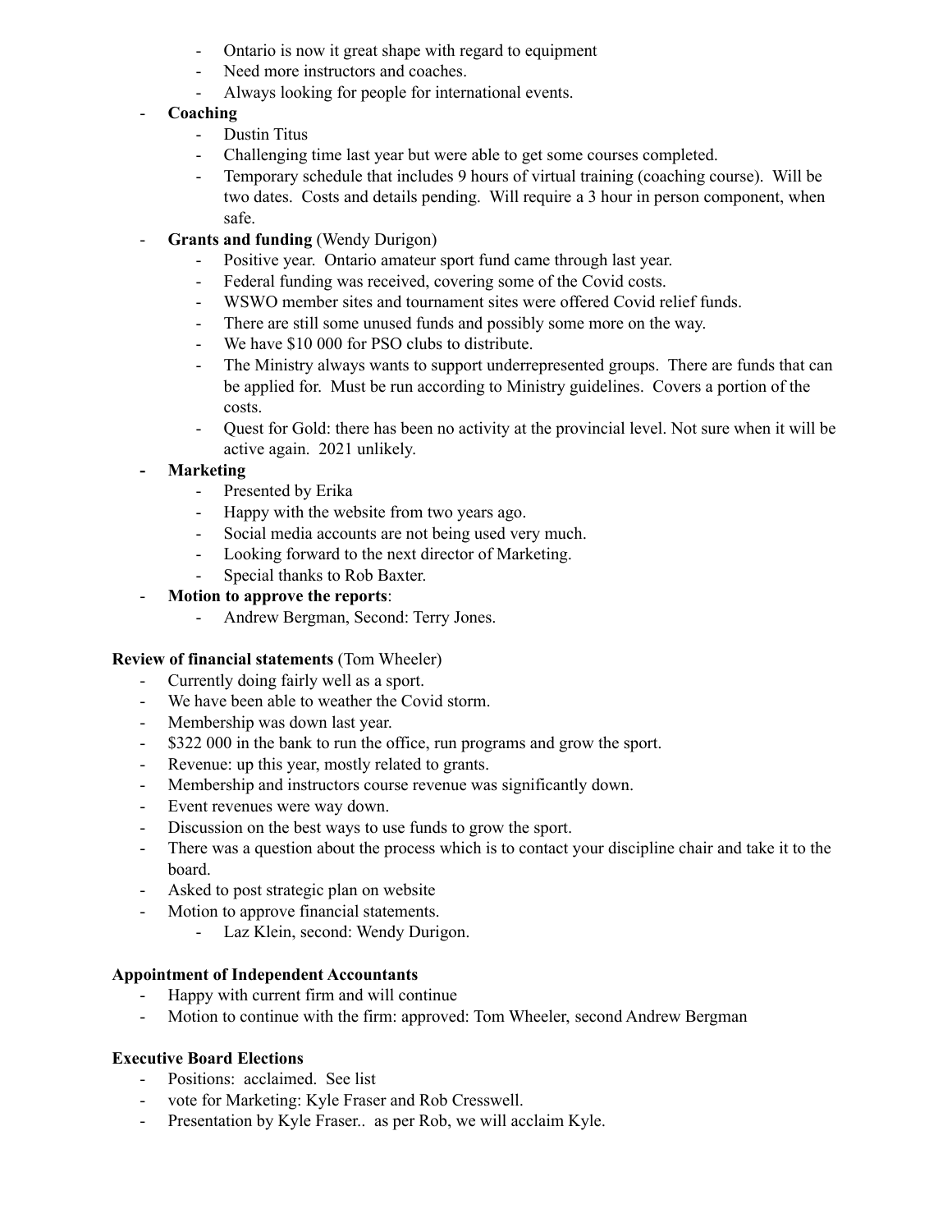- Ontario is now it great shape with regard to equipment
    - Need more instructors and coaches.
    - Always looking for people for international events.
- **Coaching**
    - Dustin Titus
    - Challenging time last year but were able to get some courses completed.
    - Temporary schedule that includes 9 hours of virtual training (coaching course). Will be two dates. Costs and details pending. Will require a 3 hour in person component, when safe.
- **Grants and funding** (Wendy Durigon)
    - Positive year. Ontario amateur sport fund came through last year.
    - Federal funding was received, covering some of the Covid costs.
    - WSWO member sites and tournament sites were offered Covid relief funds.
    - There are still some unused funds and possibly some more on the way.
    - We have $10 000 for PSO clubs to distribute.
    - The Ministry always wants to support underrepresented groups. There are funds that can be applied for. Must be run according to Ministry guidelines. Covers a portion of the costs.
    - Quest for Gold: there has been no activity at the provincial level. Not sure when it will be active again. 2021 unlikely.
- **Marketing**
    - Presented by Erika
    - Happy with the website from two years ago.
    - Social media accounts are not being used very much.
    - Looking forward to the next director of Marketing.
    - Special thanks to Rob Baxter.
- **Motion to approve the reports**:
    - Andrew Bergman, Second: Terry Jones.

**Review of financial statements** (Tom Wheeler)

- Currently doing fairly well as a sport.
- We have been able to weather the Covid storm.
- Membership was down last year.
- $322 000 in the bank to run the office, run programs and grow the sport.
- Revenue: up this year, mostly related to grants.
- Membership and instructors course revenue was significantly down.
- Event revenues were way down.
- Discussion on the best ways to use funds to grow the sport.
- There was a question about the process which is to contact your discipline chair and take it to the board.
- Asked to post strategic plan on website
- Motion to approve financial statements.
    - Laz Klein, second: Wendy Durigon.

**Appointment of Independent Accountants**

- Happy with current firm and will continue
- Motion to continue with the firm: approved: Tom Wheeler, second Andrew Bergman

**Executive Board Elections**

- Positions: acclaimed. See list
- vote for Marketing: Kyle Fraser and Rob Cresswell.
- Presentation by Kyle Fraser.. as per Rob, we will acclaim Kyle.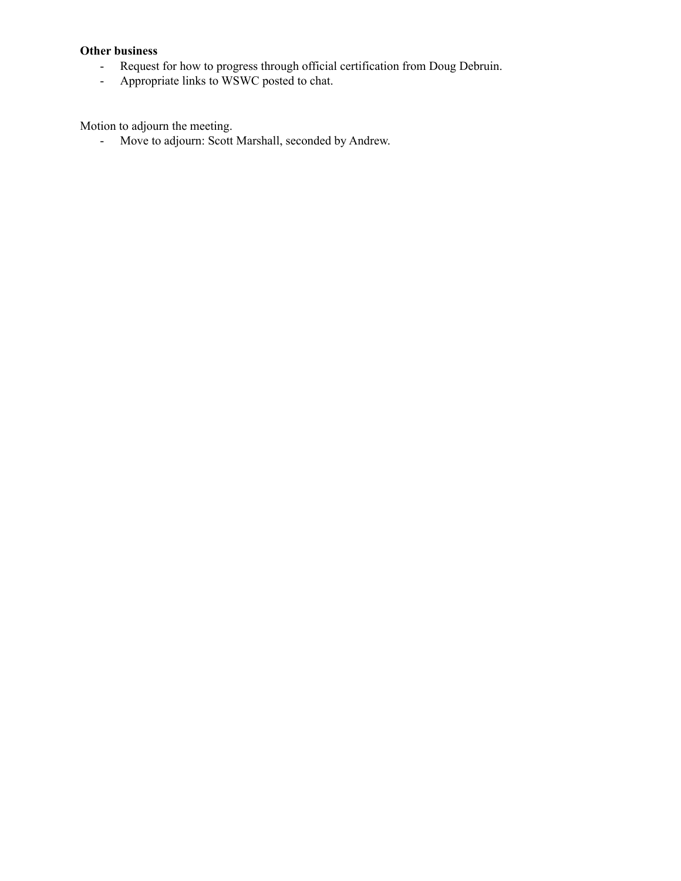**Other business**

- Request for how to progress through official certification from Doug Debruin.
- Appropriate links to WSWC posted to chat.

Motion to adjourn the meeting.

- Move to adjourn: Scott Marshall, seconded by Andrew.